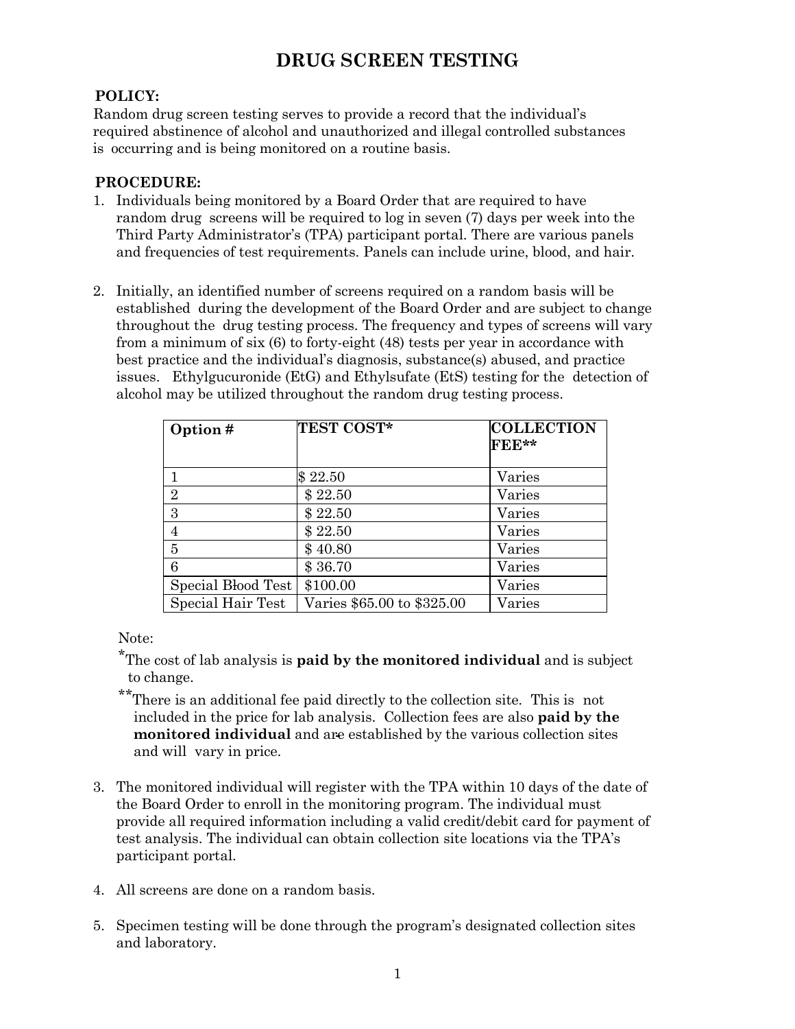# DRUG SCREEN TESTING

**POLICY:**

Random drug screen testing serves to provide a record that the individual's required abstinence of alcohol and unauthorized and illegal controlled substances is occurring and is being monitored on a routine basis.

**PROCEDURE:**

1. Individuals being monitored by a Board Order that are required to have random drug screens will be required to log in seven (7) days per week into the Third Party Administrator's (TPA) participant portal. There are various panels and frequencies of test requirements. Panels can include urine, blood, and hair.

2. Initially, an identified number of screens required on a random basis will be established during the development of the Board Order and are subject to change throughout the drug testing process. The frequency and types of screens will vary from a minimum of six (6) to forty-eight (48) tests per year in accordance with best practice and the individual's diagnosis, substance(s) abused, and practice issues. Ethylgucuronide (EtG) and Ethylsufate (EtS) testing for the detection of alcohol may be utilized throughout the random drug testing process.

| Option # | TEST COST* | COLLECTION FEE** |
|---|---|---|
| 1 | $ 22.50 | Varies |
| 2 | $ 22.50 | Varies |
| 3 | $ 22.50 | Varies |
| 4 | $ 22.50 | Varies |
| 5 | $ 40.80 | Varies |
| 6 | $ 36.70 | Varies |
| Special Blood Test | $100.00 | Varies |
| Special Hair Test | Varies $65.00 to $325.00 | Varies |

Note:

*The cost of lab analysis is **paid by the monitored individual** and is subject to change.

**There is an additional fee paid directly to the collection site. This is not included in the price for lab analysis. Collection fees are also **paid by the monitored individual** and are established by the various collection sites and will vary in price.

3. The monitored individual will register with the TPA within 10 days of the date of the Board Order to enroll in the monitoring program. The individual must provide all required information including a valid credit/debit card for payment of test analysis. The individual can obtain collection site locations via the TPA's participant portal.

4. All screens are done on a random basis.

5. Specimen testing will be done through the program's designated collection sites and laboratory.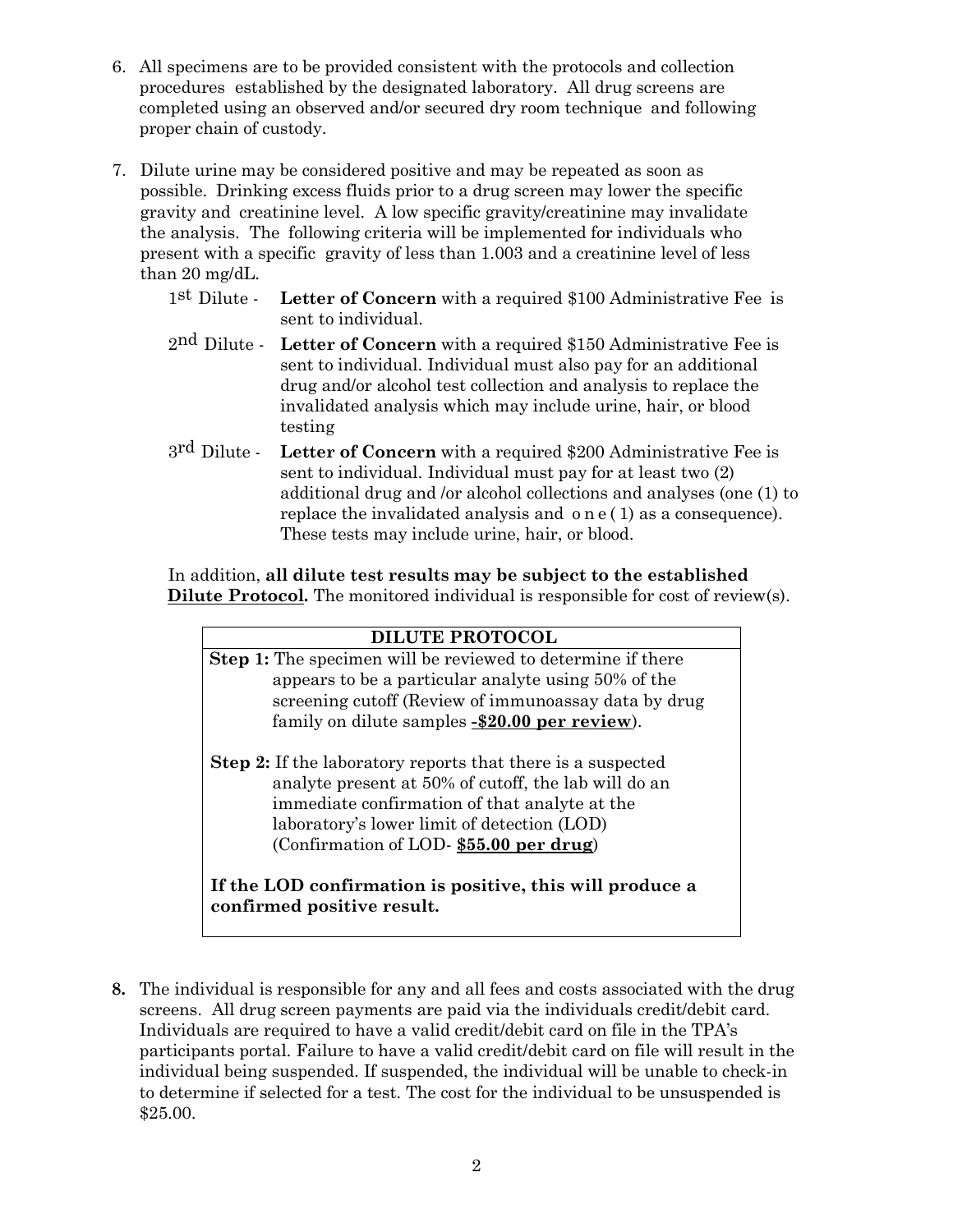6. All specimens are to be provided consistent with the protocols and collection procedures established by the designated laboratory. All drug screens are completed using an observed and/or secured dry room technique and following proper chain of custody.

7. Dilute urine may be considered positive and may be repeated as soon as possible. Drinking excess fluids prior to a drug screen may lower the specific gravity and creatinine level. A low specific gravity/creatinine may invalidate the analysis. The following criteria will be implemented for individuals who present with a specific gravity of less than 1.003 and a creatinine level of less than 20 mg/dL.

   1st Dilute - **Letter of Concern** with a required $100 Administrative Fee is sent to individual.

   2nd Dilute - **Letter of Concern** with a required $150 Administrative Fee is sent to individual. Individual must also pay for an additional drug and/or alcohol test collection and analysis to replace the invalidated analysis which may include urine, hair, or blood testing

   3rd Dilute - **Letter of Concern** with a required $200 Administrative Fee is sent to individual. Individual must pay for at least two (2) additional drug and /or alcohol collections and analyses (one (1) to replace the invalidated analysis and one (1) as a consequence). These tests may include urine, hair, or blood.

   In addition, **all dilute test results may be subject to the established Dilute Protocol.** The monitored individual is responsible for cost of review(s).

| DILUTE PROTOCOL |
|---|
| **Step 1:** The specimen will be reviewed to determine if there appears to be a particular analyte using 50% of the screening cutoff (Review of immunoassay data by drug family on dilute samples **-$20.00 per review**).<br><br>**Step 2:** If the laboratory reports that there is a suspected analyte present at 50% of cutoff, the lab will do an immediate confirmation of that analyte at the laboratory's lower limit of detection (LOD) (Confirmation of LOD- **$55.00 per drug**)<br><br>**If the LOD confirmation is positive, this will produce a confirmed positive result.** |

8. The individual is responsible for any and all fees and costs associated with the drug screens. All drug screen payments are paid via the individuals credit/debit card. Individuals are required to have a valid credit/debit card on file in the TPA's participants portal. Failure to have a valid credit/debit card on file will result in the individual being suspended. If suspended, the individual will be unable to check-in to determine if selected for a test. The cost for the individual to be unsuspended is $25.00.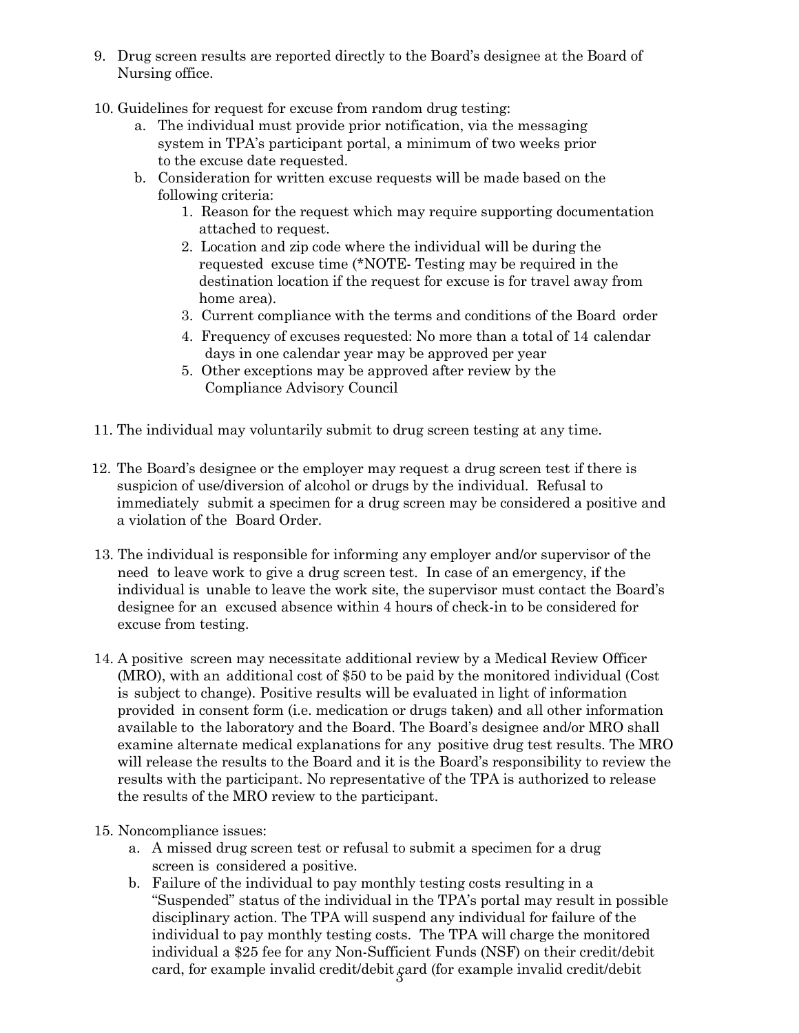9. Drug screen results are reported directly to the Board's designee at the Board of Nursing office.

10. Guidelines for request for excuse from random drug testing:
    a. The individual must provide prior notification, via the messaging system in TPA's participant portal, a minimum of two weeks prior to the excuse date requested.
    b. Consideration for written excuse requests will be made based on the following criteria:
        1. Reason for the request which may require supporting documentation attached to request.
        2. Location and zip code where the individual will be during the requested excuse time (*NOTE- Testing may be required in the destination location if the request for excuse is for travel away from home area).
        3. Current compliance with the terms and conditions of the Board order
        4. Frequency of excuses requested: No more than a total of 14 calendar days in one calendar year may be approved per year
        5. Other exceptions may be approved after review by the Compliance Advisory Council

11. The individual may voluntarily submit to drug screen testing at any time.

12. The Board's designee or the employer may request a drug screen test if there is suspicion of use/diversion of alcohol or drugs by the individual. Refusal to immediately submit a specimen for a drug screen may be considered a positive and a violation of the Board Order.

13. The individual is responsible for informing any employer and/or supervisor of the need to leave work to give a drug screen test. In case of an emergency, if the individual is unable to leave the work site, the supervisor must contact the Board's designee for an excused absence within 4 hours of check-in to be considered for excuse from testing.

14. A positive screen may necessitate additional review by a Medical Review Officer (MRO), with an additional cost of $50 to be paid by the monitored individual (Cost is subject to change). Positive results will be evaluated in light of information provided in consent form (i.e. medication or drugs taken) and all other information available to the laboratory and the Board. The Board's designee and/or MRO shall examine alternate medical explanations for any positive drug test results. The MRO will release the results to the Board and it is the Board's responsibility to review the results with the participant. No representative of the TPA is authorized to release the results of the MRO review to the participant.

15. Noncompliance issues:
    a. A missed drug screen test or refusal to submit a specimen for a drug screen is considered a positive.
    b. Failure of the individual to pay monthly testing costs resulting in a "Suspended" status of the individual in the TPA's portal may result in possible disciplinary action. The TPA will suspend any individual for failure of the individual to pay monthly testing costs. The TPA will charge the monitored individual a $25 fee for any Non-Sufficient Funds (NSF) on their credit/debit card, for example invalid credit/debit card (for example invalid credit/debit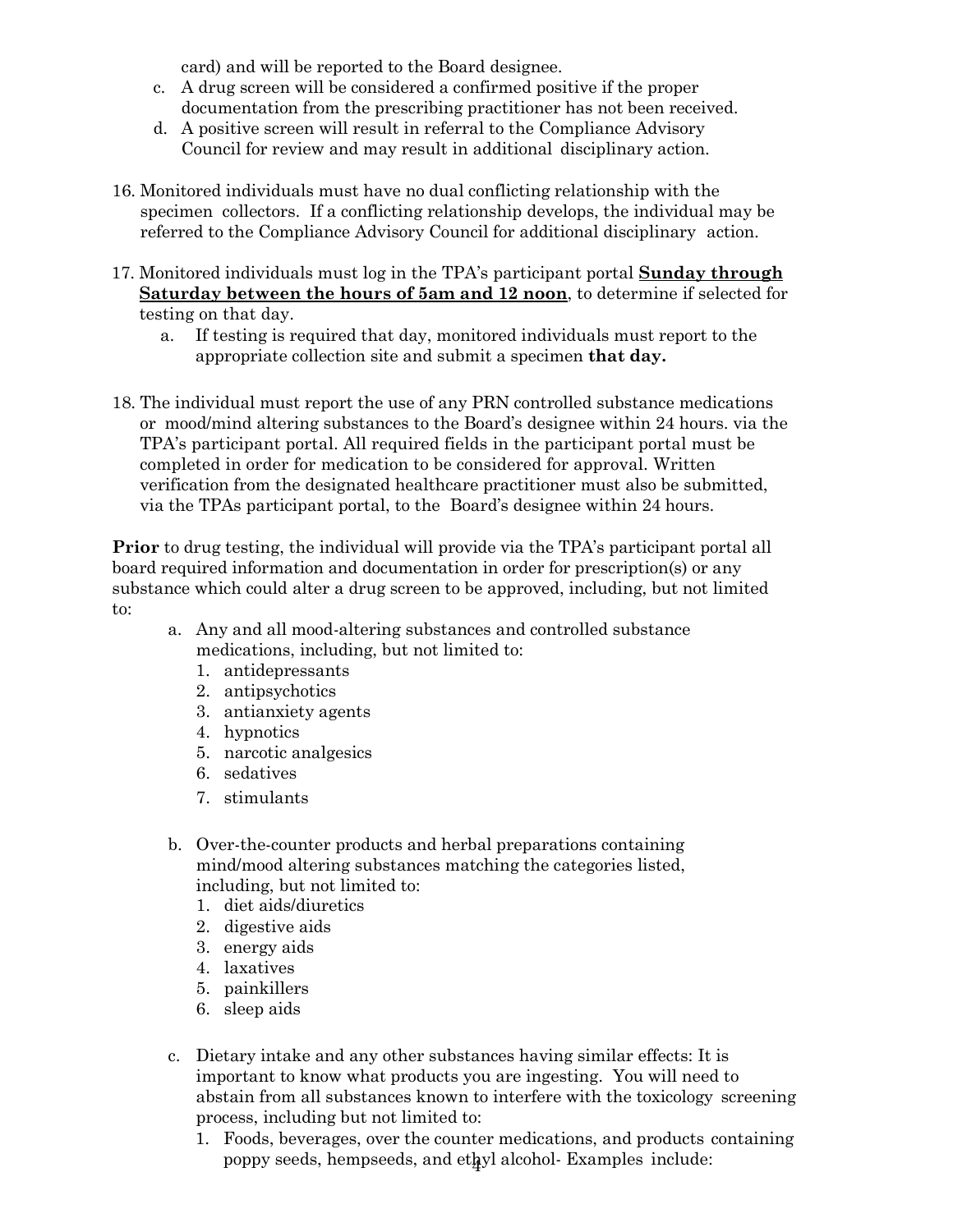card) and will be reported to the Board designee.

c. A drug screen will be considered a confirmed positive if the proper documentation from the prescribing practitioner has not been received.

d. A positive screen will result in referral to the Compliance Advisory Council for review and may result in additional disciplinary action.

16. Monitored individuals must have no dual conflicting relationship with the specimen collectors. If a conflicting relationship develops, the individual may be referred to the Compliance Advisory Council for additional disciplinary action.

17. Monitored individuals must log in the TPA's participant portal **Sunday through Saturday between the hours of 5am and 12 noon**, to determine if selected for testing on that day.
    a. If testing is required that day, monitored individuals must report to the appropriate collection site and submit a specimen **that day.**

18. The individual must report the use of any PRN controlled substance medications or mood/mind altering substances to the Board's designee within 24 hours. via the TPA's participant portal. All required fields in the participant portal must be completed in order for medication to be considered for approval. Written verification from the designated healthcare practitioner must also be submitted, via the TPAs participant portal, to the Board's designee within 24 hours.

**Prior** to drug testing, the individual will provide via the TPA's participant portal all board required information and documentation in order for prescription(s) or any substance which could alter a drug screen to be approved, including, but not limited to:

a. Any and all mood-altering substances and controlled substance medications, including, but not limited to:
   1. antidepressants
   2. antipsychotics
   3. antianxiety agents
   4. hypnotics
   5. narcotic analgesics
   6. sedatives
   7. stimulants

b. Over-the-counter products and herbal preparations containing mind/mood altering substances matching the categories listed, including, but not limited to:
   1. diet aids/diuretics
   2. digestive aids
   3. energy aids
   4. laxatives
   5. painkillers
   6. sleep aids

c. Dietary intake and any other substances having similar effects: It is important to know what products you are ingesting. You will need to abstain from all substances known to interfere with the toxicology screening process, including but not limited to:
   1. Foods, beverages, over the counter medications, and products containing poppy seeds, hempseeds, and ethyl alcohol- Examples include: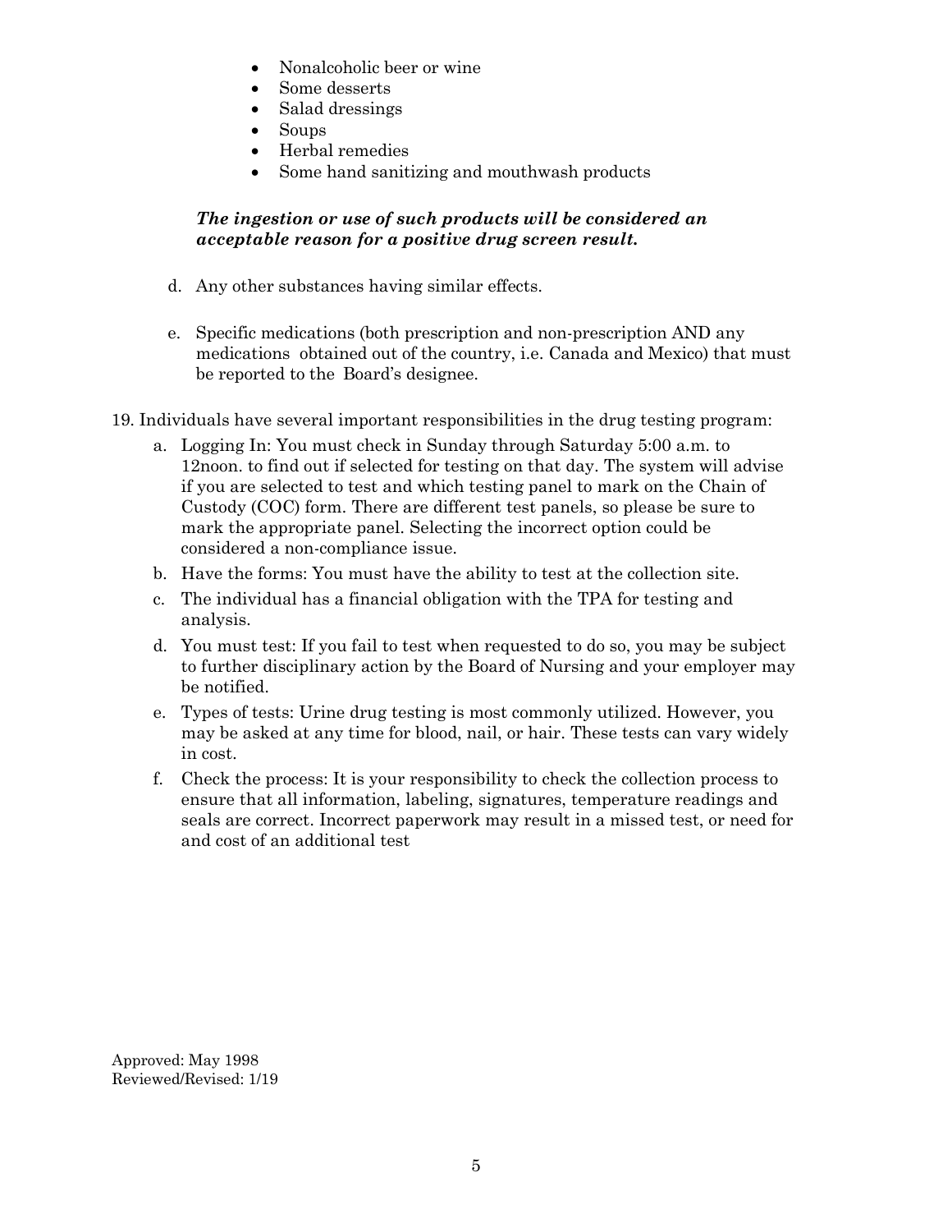- Nonalcoholic beer or wine
- Some desserts
- Salad dressings
- Soups
- Herbal remedies
- Some hand sanitizing and mouthwash products

***The ingestion or use of such products will be considered an acceptable reason for a positive drug screen result.***

d. Any other substances having similar effects.

e. Specific medications (both prescription and non-prescription AND any medications obtained out of the country, i.e. Canada and Mexico) that must be reported to the Board's designee.

19. Individuals have several important responsibilities in the drug testing program:

    a. Logging In: You must check in Sunday through Saturday 5:00 a.m. to 12noon. to find out if selected for testing on that day. The system will advise if you are selected to test and which testing panel to mark on the Chain of Custody (COC) form. There are different test panels, so please be sure to mark the appropriate panel. Selecting the incorrect option could be considered a non-compliance issue.
    b. Have the forms: You must have the ability to test at the collection site.
    c. The individual has a financial obligation with the TPA for testing and analysis.
    d. You must test: If you fail to test when requested to do so, you may be subject to further disciplinary action by the Board of Nursing and your employer may be notified.
    e. Types of tests: Urine drug testing is most commonly utilized. However, you may be asked at any time for blood, nail, or hair. These tests can vary widely in cost.
    f. Check the process: It is your responsibility to check the collection process to ensure that all information, labeling, signatures, temperature readings and seals are correct. Incorrect paperwork may result in a missed test, or need for and cost of an additional test

Approved: May 1998
Reviewed/Revised: 1/19